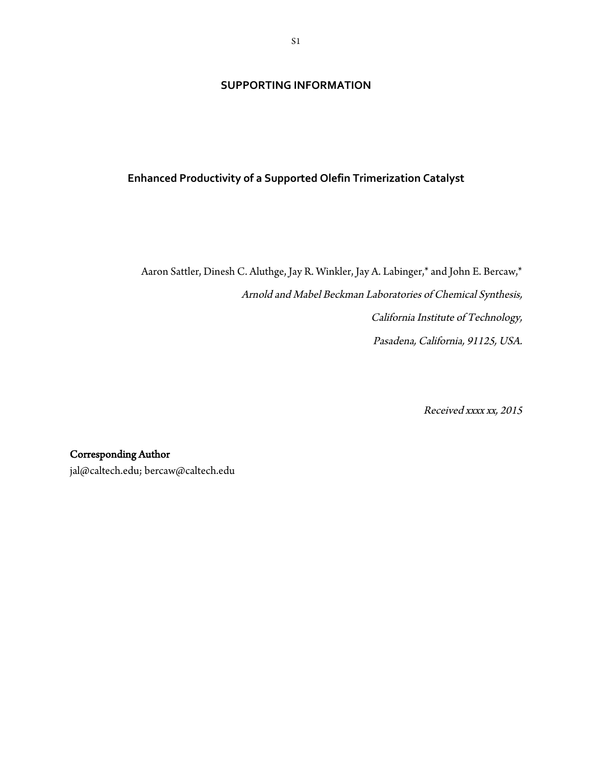# SUPPORTING INFORMATION

## Enhanced Productivity of a Supported Olefin Trimerization Catalyst

Aaron Sattler, Dinesh C. Aluthge, Jay R. Winkler, Jay A. Labinger,* and John E. Bercaw,*

*Arnold and Mabel Beckman Laboratories of Chemical Synthesis,*

*California Institute of Technology,*

*Pasadena, California, 91125, USA.*

*Received xxxx xx, 2015*

**Corresponding Author**

jal@caltech.edu; bercaw@caltech.edu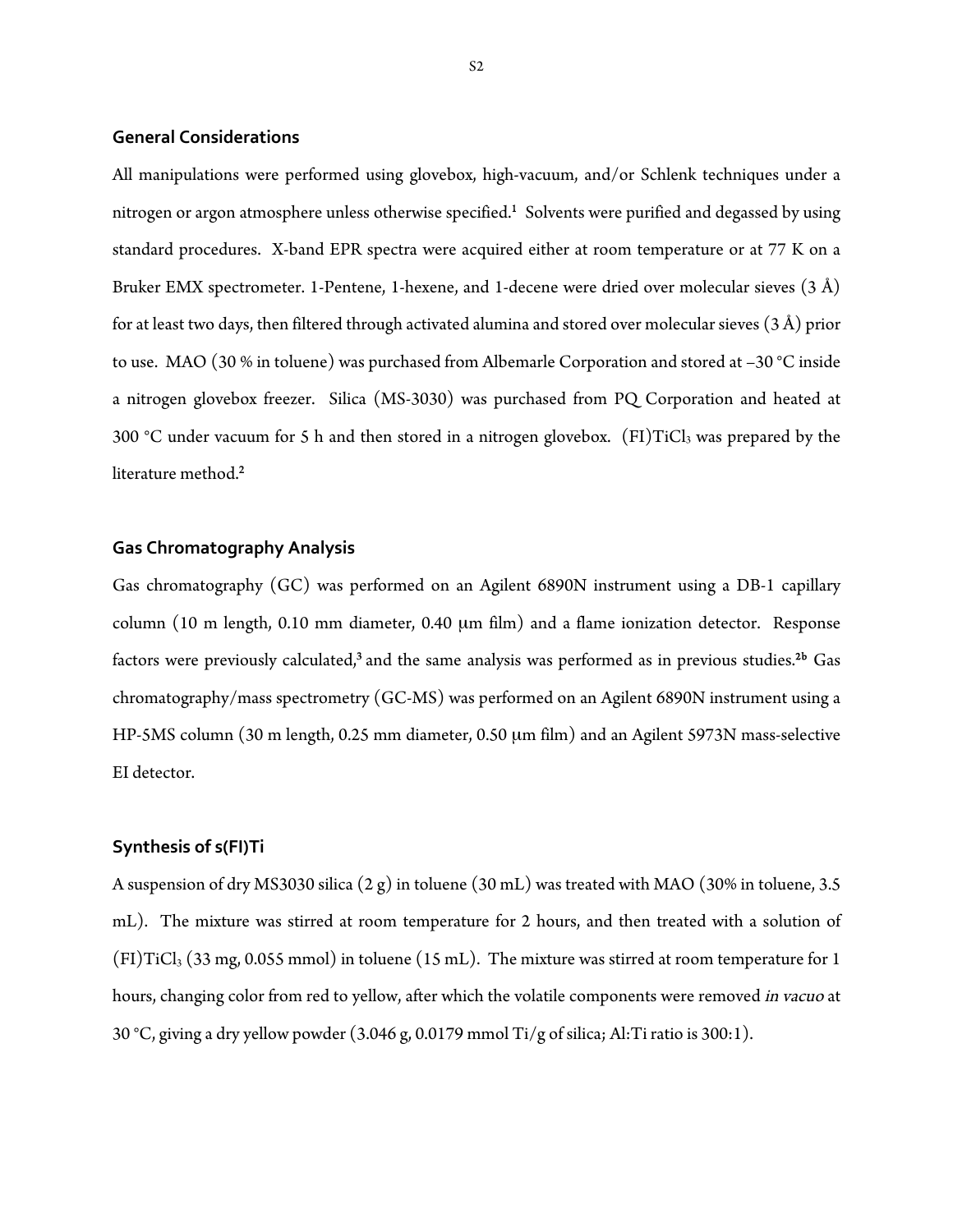## General Considerations

All manipulations were performed using glovebox, high-vacuum, and/or Schlenk techniques under a nitrogen or argon atmosphere unless otherwise specified.[1] Solvents were purified and degassed by using standard procedures. X-band EPR spectra were acquired either at room temperature or at 77 K on a Bruker EMX spectrometer. 1-Pentene, 1-hexene, and 1-decene were dried over molecular sieves (3 Å) for at least two days, then filtered through activated alumina and stored over molecular sieves (3 Å) prior to use. MAO (30 % in toluene) was purchased from Albemarle Corporation and stored at –30 °C inside a nitrogen glovebox freezer. Silica (MS-3030) was purchased from PQ Corporation and heated at 300 °C under vacuum for 5 h and then stored in a nitrogen glovebox. (FI)$TiCl_3$ was prepared by the literature method.[2]

## Gas Chromatography Analysis

Gas chromatography (GC) was performed on an Agilent 6890N instrument using a DB-1 capillary column (10 m length, 0.10 mm diameter, 0.40 μm film) and a flame ionization detector. Response factors were previously calculated,[3] and the same analysis was performed as in previous studies.[2b] Gas chromatography/mass spectrometry (GC-MS) was performed on an Agilent 6890N instrument using a HP-5MS column (30 m length, 0.25 mm diameter, 0.50 μm film) and an Agilent 5973N mass-selective EI detector.

## Synthesis of s(FI)Ti

A suspension of dry MS3030 silica (2 g) in toluene (30 mL) was treated with MAO (30% in toluene, 3.5 mL). The mixture was stirred at room temperature for 2 hours, and then treated with a solution of (FI)$TiCl_3$ (33 mg, 0.055 mmol) in toluene (15 mL). The mixture was stirred at room temperature for 1 hours, changing color from red to yellow, after which the volatile components were removed *in vacuo* at 30 °C, giving a dry yellow powder (3.046 g, 0.0179 mmol Ti/g of silica; Al:Ti ratio is 300:1).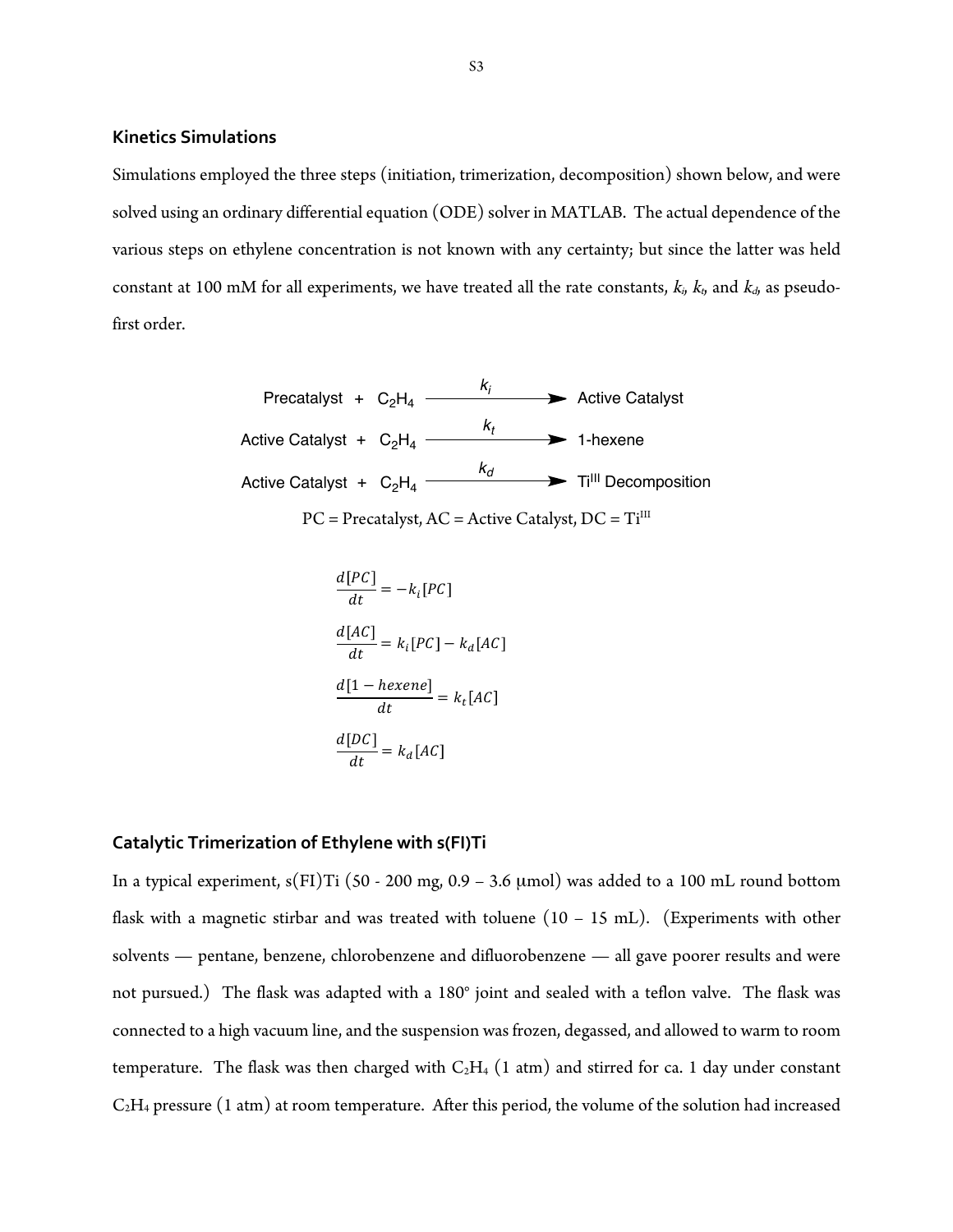## Kinetics Simulations

Simulations employed the three steps (initiation, trimerization, decomposition) shown below, and were solved using an ordinary differential equation (ODE) solver in MATLAB. The actual dependence of the various steps on ethylene concentration is not known with any certainty; but since the latter was held constant at 100 mM for all experiments, we have treated all the rate constants, $k_i$, $k_t$, and $k_d$, as pseudo-first order.

$$\text{Precatalyst} + C_2H_4 \xrightarrow{k_i} \text{Active Catalyst}$$

$$\text{Active Catalyst} + C_2H_4 \xrightarrow{k_t} \text{1-hexene}$$

$$\text{Active Catalyst} + C_2H_4 \xrightarrow{k_d} Ti^{III} \text{ Decomposition}$$

PC = Precatalyst, AC = Active Catalyst, DC = $Ti^{III}$

$$\frac{d[PC]}{dt} = -k_i[PC]$$

$$\frac{d[AC]}{dt} = k_i[PC] - k_d[AC]$$

$$\frac{d[1-hexene]}{dt} = k_t[AC]$$

$$\frac{d[DC]}{dt} = k_d[AC]$$

## Catalytic Trimerization of Ethylene with s(FI)Ti

In a typical experiment, s(FI)Ti (50 - 200 mg, 0.9 – 3.6 μmol) was added to a 100 mL round bottom flask with a magnetic stirbar and was treated with toluene (10 – 15 mL). (Experiments with other solvents — pentane, benzene, chlorobenzene and difluorobenzene — all gave poorer results and were not pursued.) The flask was adapted with a 180° joint and sealed with a teflon valve. The flask was connected to a high vacuum line, and the suspension was frozen, degassed, and allowed to warm to room temperature. The flask was then charged with $C_2H_4$ (1 atm) and stirred for ca. 1 day under constant $C_2H_4$ pressure (1 atm) at room temperature. After this period, the volume of the solution had increased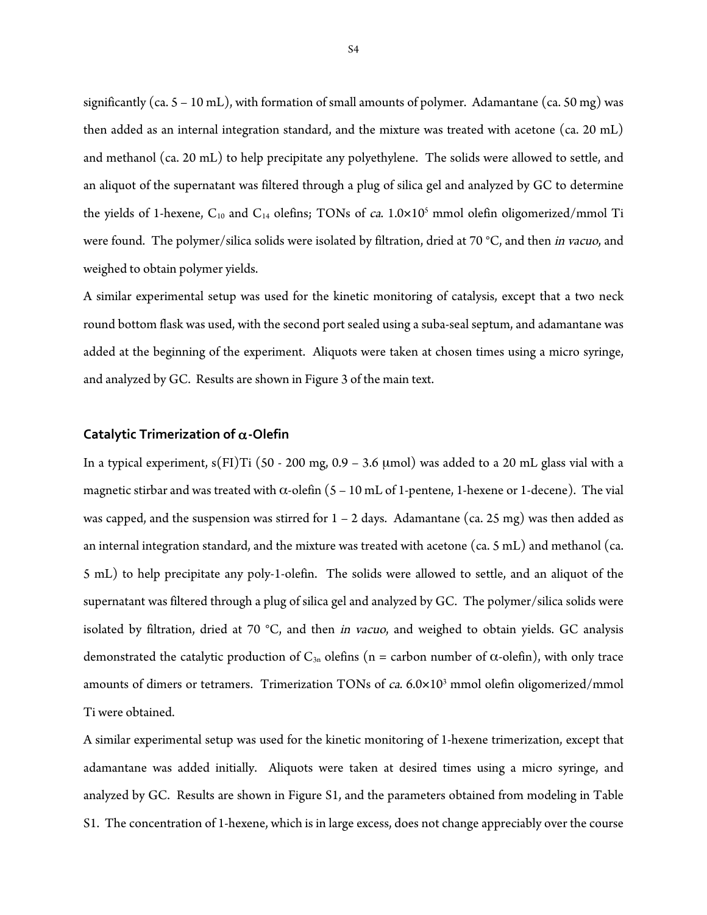significantly (ca. 5 – 10 mL), with formation of small amounts of polymer. Adamantane (ca. 50 mg) was then added as an internal integration standard, and the mixture was treated with acetone (ca. 20 mL) and methanol (ca. 20 mL) to help precipitate any polyethylene. The solids were allowed to settle, and an aliquot of the supernatant was filtered through a plug of silica gel and analyzed by GC to determine the yields of 1-hexene, $C_{10}$ and $C_{14}$ olefins; TONs of *ca.* $1.0\times10^{5}$ mmol olefin oligomerized/mmol Ti were found. The polymer/silica solids were isolated by filtration, dried at 70 °C, and then *in vacuo*, and weighed to obtain polymer yields.

A similar experimental setup was used for the kinetic monitoring of catalysis, except that a two neck round bottom flask was used, with the second port sealed using a suba-seal septum, and adamantane was added at the beginning of the experiment. Aliquots were taken at chosen times using a micro syringe, and analyzed by GC. Results are shown in Figure 3 of the main text.

### Catalytic Trimerization of $\alpha$-Olefin

In a typical experiment, s(FI)Ti (50 - 200 mg, 0.9 – 3.6 μmol) was added to a 20 mL glass vial with a magnetic stirbar and was treated with $\alpha$-olefin (5 – 10 mL of 1-pentene, 1-hexene or 1-decene). The vial was capped, and the suspension was stirred for 1 – 2 days. Adamantane (ca. 25 mg) was then added as an internal integration standard, and the mixture was treated with acetone (ca. 5 mL) and methanol (ca. 5 mL) to help precipitate any poly-1-olefin. The solids were allowed to settle, and an aliquot of the supernatant was filtered through a plug of silica gel and analyzed by GC. The polymer/silica solids were isolated by filtration, dried at 70 °C, and then *in vacuo*, and weighed to obtain yields. GC analysis demonstrated the catalytic production of $C_{3n}$ olefins (n = carbon number of $\alpha$-olefin), with only trace amounts of dimers or tetramers. Trimerization TONs of *ca.* $6.0\times10^{3}$ mmol olefin oligomerized/mmol Ti were obtained.

A similar experimental setup was used for the kinetic monitoring of 1-hexene trimerization, except that adamantane was added initially. Aliquots were taken at desired times using a micro syringe, and analyzed by GC. Results are shown in Figure S1, and the parameters obtained from modeling in Table S1. The concentration of 1-hexene, which is in large excess, does not change appreciably over the course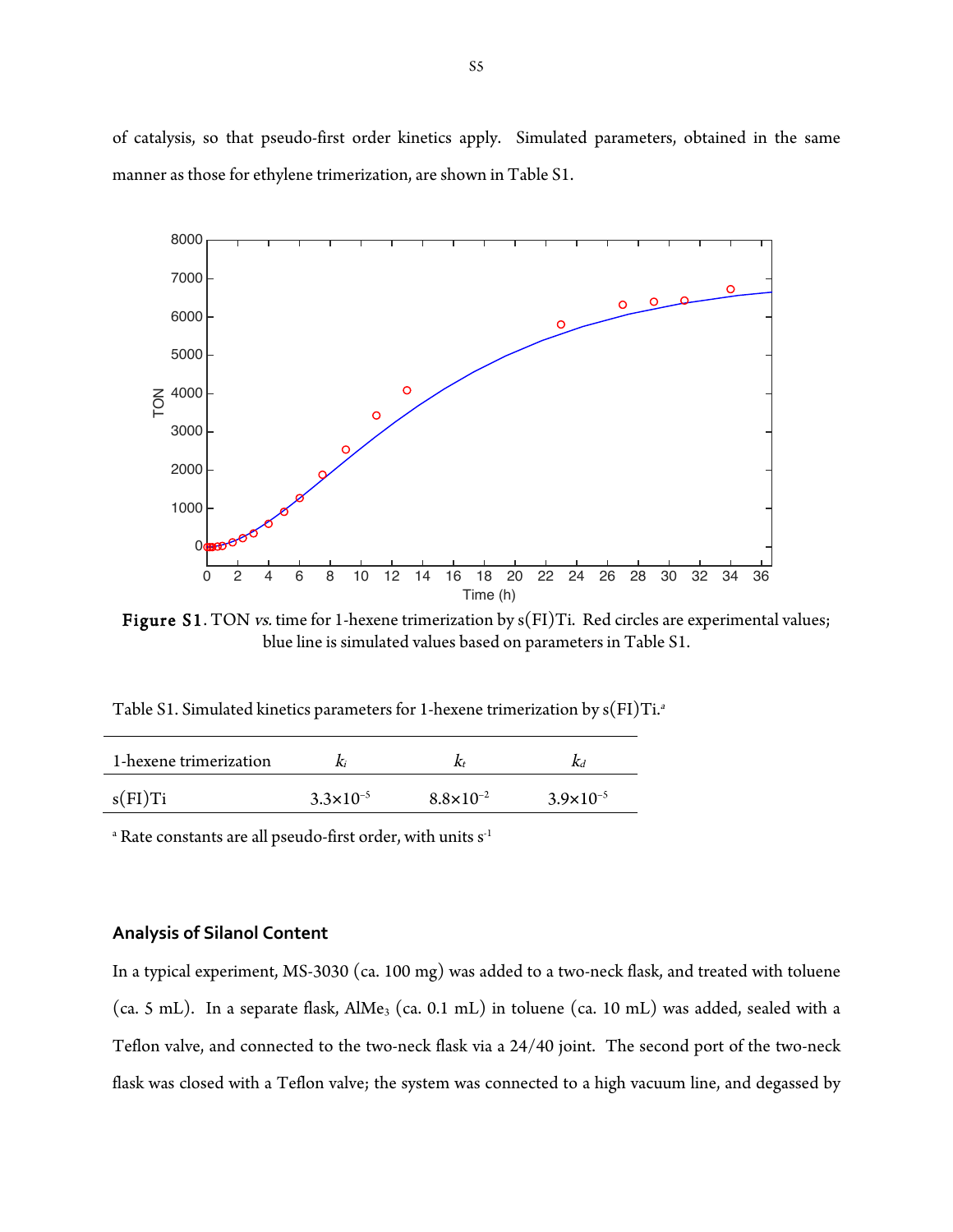of catalysis, so that pseudo-first order kinetics apply. Simulated parameters, obtained in the same manner as those for ethylene trimerization, are shown in Table S1.

**Figure S1**. TON *vs.* time for 1-hexene trimerization by s(FI)Ti. Red circles are experimental values; blue line is simulated values based on parameters in Table S1.

Table S1. Simulated kinetics parameters for 1-hexene trimerization by s(FI)Ti.[a]

| 1-hexene trimerization | $k_i$ | $k_t$ | $k_d$ |
|---|---|---|---|
| s(FI)Ti | $3.3\times10^{-5}$ | $8.8\times10^{-2}$ | $3.9\times10^{-5}$ |

[a] Rate constants are all pseudo-first order, with units $s^{-1}$

## Analysis of Silanol Content

In a typical experiment, MS-3030 (ca. 100 mg) was added to a two-neck flask, and treated with toluene (ca. 5 mL). In a separate flask, $AlMe_3$ (ca. 0.1 mL) in toluene (ca. 10 mL) was added, sealed with a Teflon valve, and connected to the two-neck flask via a 24/40 joint. The second port of the two-neck flask was closed with a Teflon valve; the system was connected to a high vacuum line, and degassed by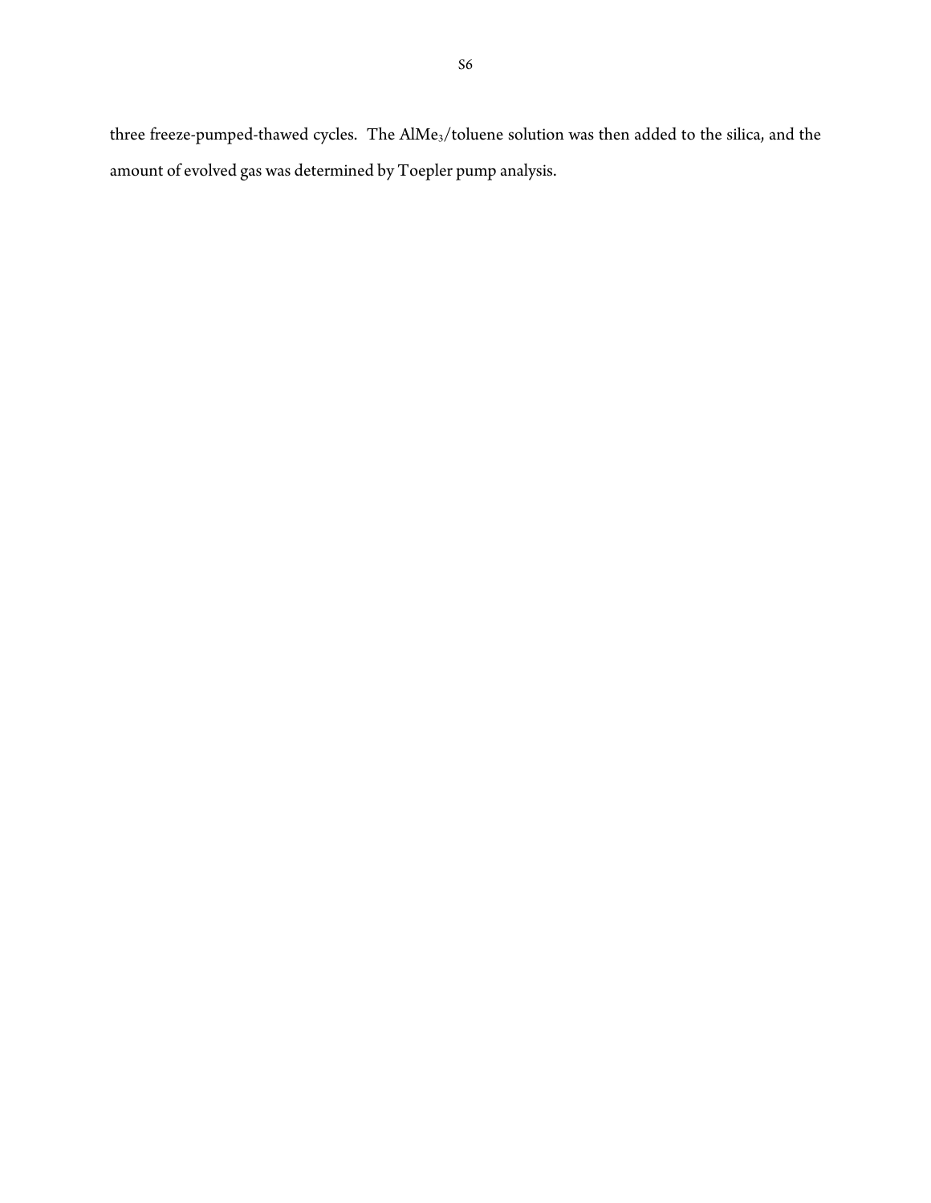three freeze-pumped-thawed cycles. The $AlMe_3$/toluene solution was then added to the silica, and the amount of evolved gas was determined by Toepler pump analysis.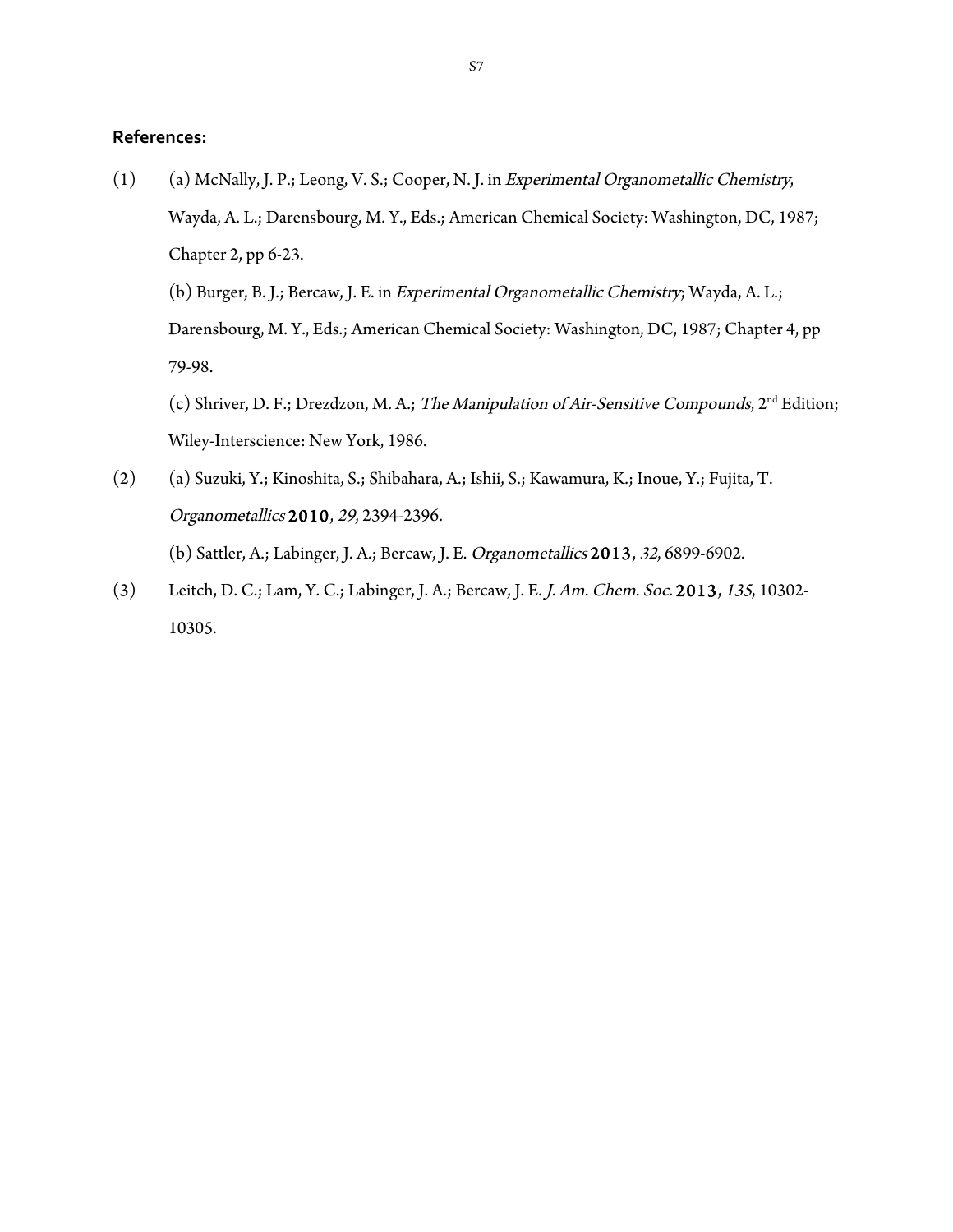## References:

(1) (a) McNally, J. P.; Leong, V. S.; Cooper, N. J. in *Experimental Organometallic Chemistry*, Wayda, A. L.; Darensbourg, M. Y., Eds.; American Chemical Society: Washington, DC, 1987; Chapter 2, pp 6-23.

(b) Burger, B. J.; Bercaw, J. E. in *Experimental Organometallic Chemistry*; Wayda, A. L.; Darensbourg, M. Y., Eds.; American Chemical Society: Washington, DC, 1987; Chapter 4, pp 79-98.

(c) Shriver, D. F.; Drezdzon, M. A.; *The Manipulation of Air-Sensitive Compounds*, 2nd Edition; Wiley-Interscience: New York, 1986.

(2) (a) Suzuki, Y.; Kinoshita, S.; Shibahara, A.; Ishii, S.; Kawamura, K.; Inoue, Y.; Fujita, T. *Organometallics* **2010**, *29*, 2394-2396.

(b) Sattler, A.; Labinger, J. A.; Bercaw, J. E. *Organometallics* **2013**, *32*, 6899-6902.

(3) Leitch, D. C.; Lam, Y. C.; Labinger, J. A.; Bercaw, J. E. *J. Am. Chem. Soc.* **2013**, *135*, 10302-10305.